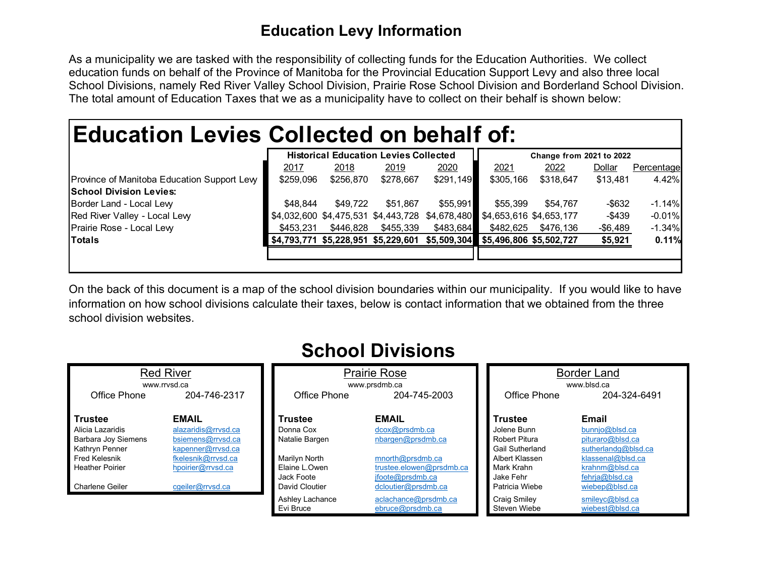# Education Levy Information

As a municipality we are tasked with the responsibility of collecting funds for the Education Authorities. We collect education funds on behalf of the Province of Manitoba for the Provincial Education Support Levy and also three local School Divisions, namely Red River Valley School Division, Prairie Rose School Division and Borderland School Division. The total amount of Education Taxes that we as a municipality have to collect on their behalf is shown below:

## Education Levies Collected on behalf of:

| | Historical Education Levies Collected | | | | Change from 2021 to 2022 | | | |
|---|---|---|---|---|---|---|---|---|
| | 2017 | 2018 | 2019 | 2020 | 2021 | 2022 | Dollar | Percentage |
| Province of Manitoba Education Support Levy | $259,096 | $256,870 | $278,667 | $291,149 | $305,166 | $318,647 | $13,481 | 4.42% |
| **School Division Levies:** | | | | | | | | |
| Border Land - Local Levy | $48,844 | $49,722 | $51,867 | $55,991 | $55,399 | $54,767 | -$632 | -1.14% |
| Red River Valley - Local Levy | $4,032,600 | $4,475,531 | $4,443,728 | $4,678,480 | $4,653,616 | $4,653,177 | -$439 | -0.01% |
| Prairie Rose - Local Levy | $453,231 | $446,828 | $455,339 | $483,684 | $482,625 | $476,136 | -$6,489 | -1.34% |
| **Totals** | **$4,793,771** | **$5,228,951** | **$5,229,601** | **$5,509,304** | **$5,496,806** | **$5,502,727** | **$5,921** | **0.11%** |

On the back of this document is a map of the school division boundaries within our municipality. If you would like to have information on how school divisions calculate their taxes, below is contact information that we obtained from the three school division websites.

# School Divisions

## Red River

www.rrvsd.ca

Office Phone 204-746-2317

| Trustee | EMAIL |
|---|---|
| Alicia Lazaridis | alazaridis@rrvsd.ca |
| Barbara Joy Siemens | bsiemens@rrvsd.ca |
| Kathryn Penner | kapenner@rrvsd.ca |
| Fred Kelesnik | fkelesnik@rrvsd.ca |
| Heather Poirier | hpoirier@rrvsd.ca |
| Charlene Geiler | cgeiler@rrvsd.ca |

## Prairie Rose

www.prsdmb.ca

Office Phone 204-745-2003

| Trustee | EMAIL |
|---|---|
| Donna Cox | dcox@prsdmb.ca |
| Natalie Bargen | nbargen@prsdmb.ca |
| Marilyn North | mnorth@prsdmb.ca |
| Elaine L.Owen | trustee.elowen@prsdmb.ca |
| Jack Foote | jfoote@prsdmb.ca |
| David Cloutier | dcloutier@prsdmb.ca |
| Ashley Lachance | aclachance@prsdmb.ca |
| Evi Bruce | ebruce@prsdmb.ca |

## Border Land

www.blsd.ca

Office Phone 204-324-6491

| Trustee | Email |
|---|---|
| Jolene Bunn | bunnjo@blsd.ca |
| Robert Pitura | pituraro@blsd.ca |
| Gail Sutherland | sutherlandg@blsd.ca |
| Albert Klassen | klassenal@blsd.ca |
| Mark Krahn | krahnm@blsd.ca |
| Jake Fehr | fehrja@blsd.ca |
| Patricia Wiebe | wiebep@blsd.ca |
| Craig Smiley | smileyc@blsd.ca |
| Steven Wiebe | wiebest@blsd.ca |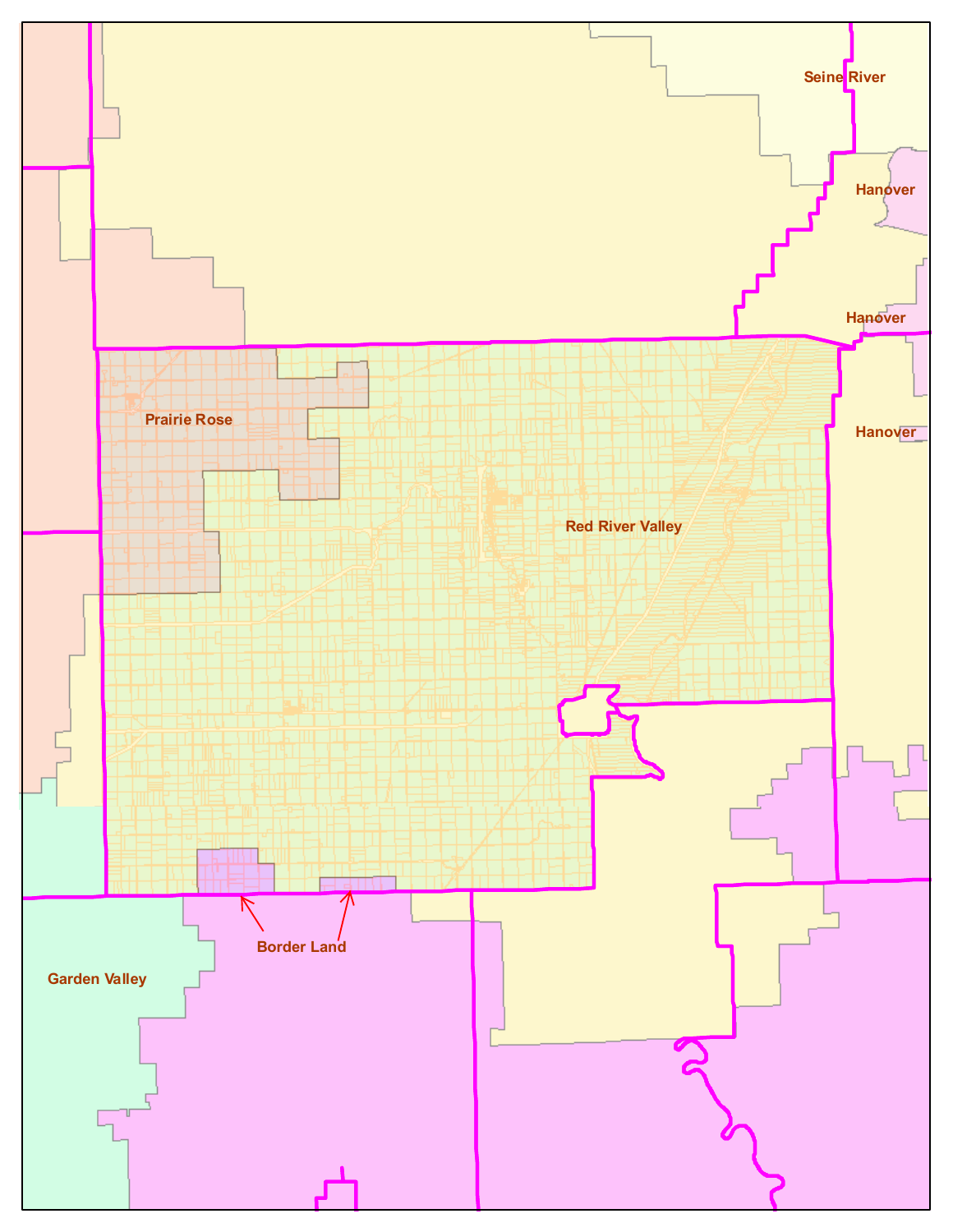Seine River

Hanover

Hanover

Hanover

Prairie Rose

Red River Valley

Border Land

Garden Valley